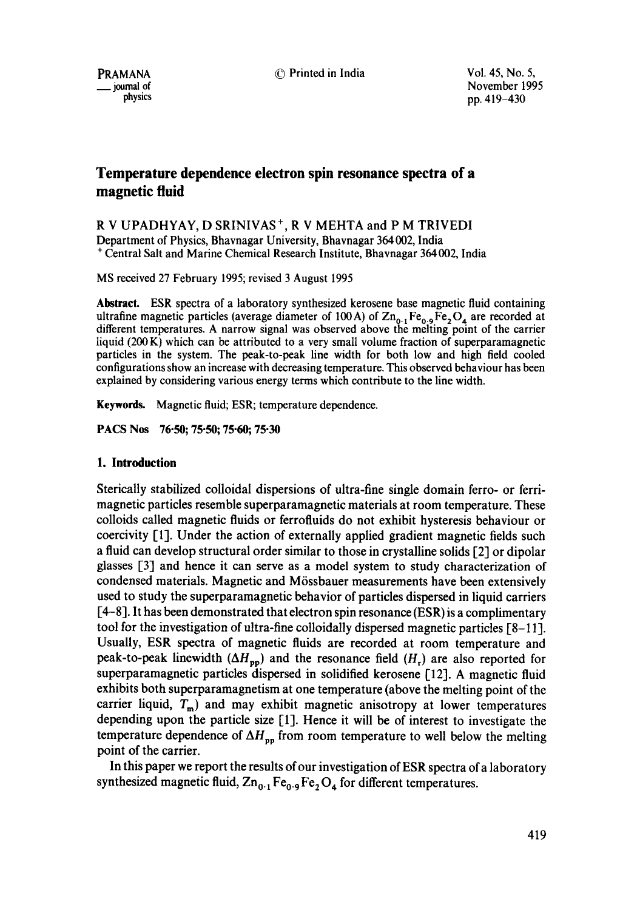# Temperature dependence electron spin resonance spectra of a magnetic fluid

R V UPADHYAY, D SRINIVAS[+], R V MEHTA and P M TRIVEDI

Department of Physics, Bhavnagar University, Bhavnagar 364 002, India

[+] Central Salt and Marine Chemical Research Institute, Bhavnagar 364 002, India

MS received 27 February 1995; revised 3 August 1995

**Abstract.** ESR spectra of a laboratory synthesized kerosene base magnetic fluid containing ultrafine magnetic particles (average diameter of 100 A) of $Zn_{0.1}Fe_{0.9}Fe_2O_4$ are recorded at different temperatures. A narrow signal was observed above the melting point of the carrier liquid (200 K) which can be attributed to a very small volume fraction of superparamagnetic particles in the system. The peak-to-peak line width for both low and high field cooled configurations show an increase with decreasing temperature. This observed behaviour has been explained by considering various energy terms which contribute to the line width.

**Keywords.** Magnetic fluid; ESR; temperature dependence.

**PACS Nos** 76·50; 75·50; 75·60; 75·30

## 1. Introduction

Sterically stabilized colloidal dispersions of ultra-fine single domain ferro- or ferri-magnetic particles resemble superparamagnetic materials at room temperature. These colloids called magnetic fluids or ferrofluids do not exhibit hysteresis behaviour or coercivity [1]. Under the action of externally applied gradient magnetic fields such a fluid can develop structural order similar to those in crystalline solids [2] or dipolar glasses [3] and hence it can serve as a model system to study characterization of condensed materials. Magnetic and Mössbauer measurements have been extensively used to study the superparamagnetic behavior of particles dispersed in liquid carriers [4–8]. It has been demonstrated that electron spin resonance (ESR) is a complimentary tool for the investigation of ultra-fine colloidally dispersed magnetic particles [8–11]. Usually, ESR spectra of magnetic fluids are recorded at room temperature and peak-to-peak linewidth ($\Delta H_{pp}$) and the resonance field ($H_r$) are also reported for superparamagnetic particles dispersed in solidified kerosene [12]. A magnetic fluid exhibits both superparamagnetism at one temperature (above the melting point of the carrier liquid, $T_m$) and may exhibit magnetic anisotropy at lower temperatures depending upon the particle size [1]. Hence it will be of interest to investigate the temperature dependence of $\Delta H_{pp}$ from room temperature to well below the melting point of the carrier.

In this paper we report the results of our investigation of ESR spectra of a laboratory synthesized magnetic fluid, $Zn_{0.1}Fe_{0.9}Fe_2O_4$ for different temperatures.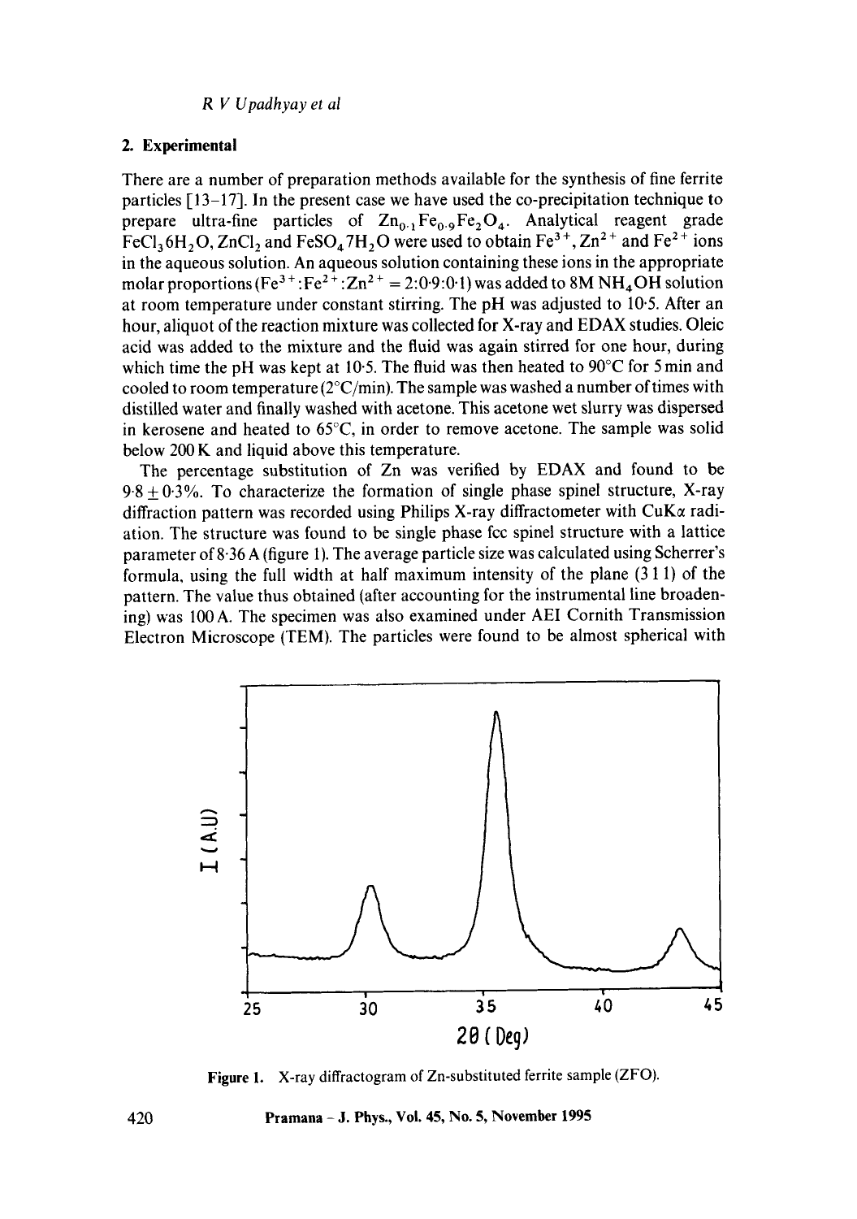## 2. Experimental

There are a number of preparation methods available for the synthesis of fine ferrite particles [13–17]. In the present case we have used the co-precipitation technique to prepare ultra-fine particles of $Zn_{0.1}Fe_{0.9}Fe_2O_4$. Analytical reagent grade $FeCl_3 6H_2O$, $ZnCl_2$ and $FeSO_4 7H_2O$ were used to obtain $Fe^{3+}$, $Zn^{2+}$ and $Fe^{2+}$ ions in the aqueous solution. An aqueous solution containing these ions in the appropriate molar proportions ($Fe^{3+}:Fe^{2+}:Zn^{2+} = 2:0.9:0.1$) was added to 8M $NH_4OH$ solution at room temperature under constant stirring. The pH was adjusted to 10·5. After an hour, aliquot of the reaction mixture was collected for X-ray and EDAX studies. Oleic acid was added to the mixture and the fluid was again stirred for one hour, during which time the pH was kept at 10·5. The fluid was then heated to 90°C for 5 min and cooled to room temperature (2°C/min). The sample was washed a number of times with distilled water and finally washed with acetone. This acetone wet slurry was dispersed in kerosene and heated to 65°C, in order to remove acetone. The sample was solid below 200 K and liquid above this temperature.

The percentage substitution of Zn was verified by EDAX and found to be $9.8 \pm 0.3\%$. To characterize the formation of single phase spinel structure, X-ray diffraction pattern was recorded using Philips X-ray diffractometer with CuK$\alpha$ radiation. The structure was found to be single phase fcc spinel structure with a lattice parameter of 8·36 A (figure 1). The average particle size was calculated using Scherrer's formula, using the full width at half maximum intensity of the plane (3 1 1) of the pattern. The value thus obtained (after accounting for the instrumental line broadening) was 100 A. The specimen was also examined under AEI Cornith Transmission Electron Microscope (TEM). The particles were found to be almost spherical with

**Figure 1.** X-ray diffractogram of Zn-substituted ferrite sample (ZFO).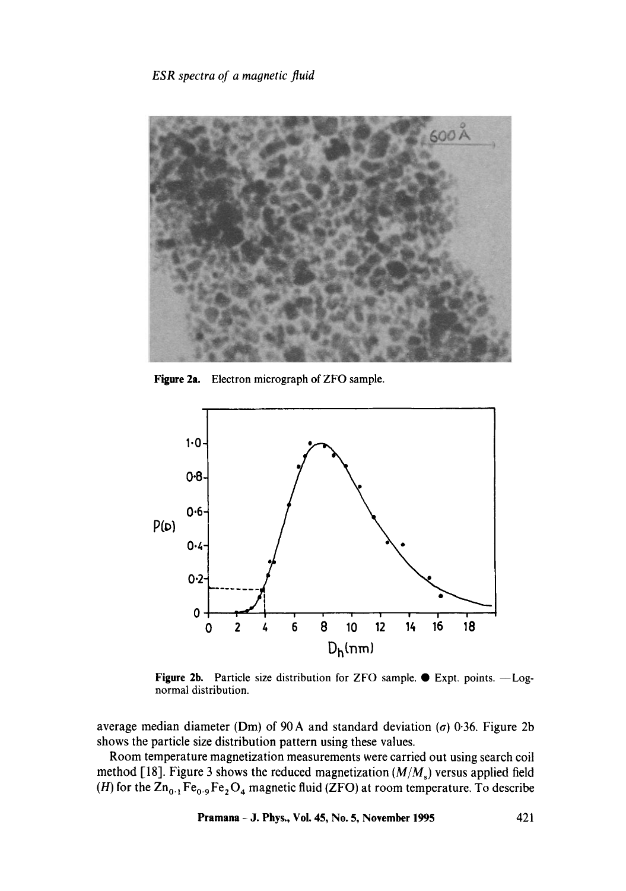Figure 2a. Electron micrograph of ZFO sample.

Figure 2b. Particle size distribution for ZFO sample. ● Expt. points. — Log-normal distribution.

average median diameter (Dm) of 90 Å and standard deviation ($\sigma$) 0·36. Figure 2b shows the particle size distribution pattern using these values.

Room temperature magnetization measurements were carried out using search coil method [18]. Figure 3 shows the reduced magnetization ($M/M_s$) versus applied field ($H$) for the $Zn_{0\cdot1}Fe_{0\cdot9}Fe_2O_4$ magnetic fluid (ZFO) at room temperature. To describe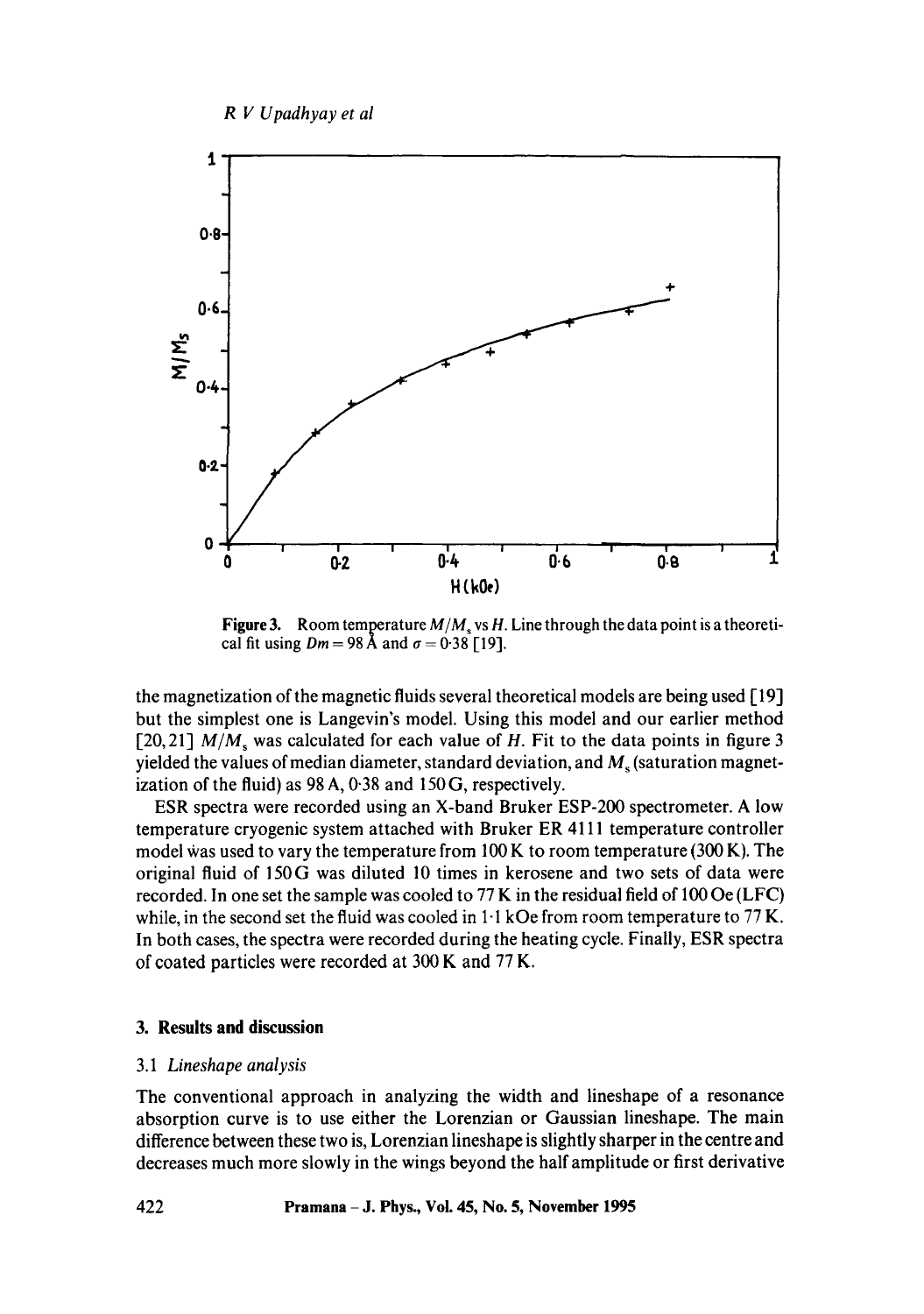**Figure 3.** Room temperature $M/M_s$ vs $H$. Line through the data point is a theoretical fit using $Dm = 98$ Å and $\sigma = 0{\cdot}38$ [19].

the magnetization of the magnetic fluids several theoretical models are being used [19] but the simplest one is Langevin's model. Using this model and our earlier method [20, 21] $M/M_s$ was calculated for each value of $H$. Fit to the data points in figure 3 yielded the values of median diameter, standard deviation, and $M_s$ (saturation magnetization of the fluid) as 98 A, 0·38 and 150 G, respectively.

ESR spectra were recorded using an X-band Bruker ESP-200 spectrometer. A low temperature cryogenic system attached with Bruker ER 4111 temperature controller model was used to vary the temperature from 100 K to room temperature (300 K). The original fluid of 150 G was diluted 10 times in kerosene and two sets of data were recorded. In one set the sample was cooled to 77 K in the residual field of 100 Oe (LFC) while, in the second set the fluid was cooled in 1·1 kOe from room temperature to 77 K. In both cases, the spectra were recorded during the heating cycle. Finally, ESR spectra of coated particles were recorded at 300 K and 77 K.

## 3. Results and discussion

### 3.1 *Lineshape analysis*

The conventional approach in analyzing the width and lineshape of a resonance absorption curve is to use either the Lorenzian or Gaussian lineshape. The main difference between these two is, Lorenzian lineshape is slightly sharper in the centre and decreases much more slowly in the wings beyond the half amplitude or first derivative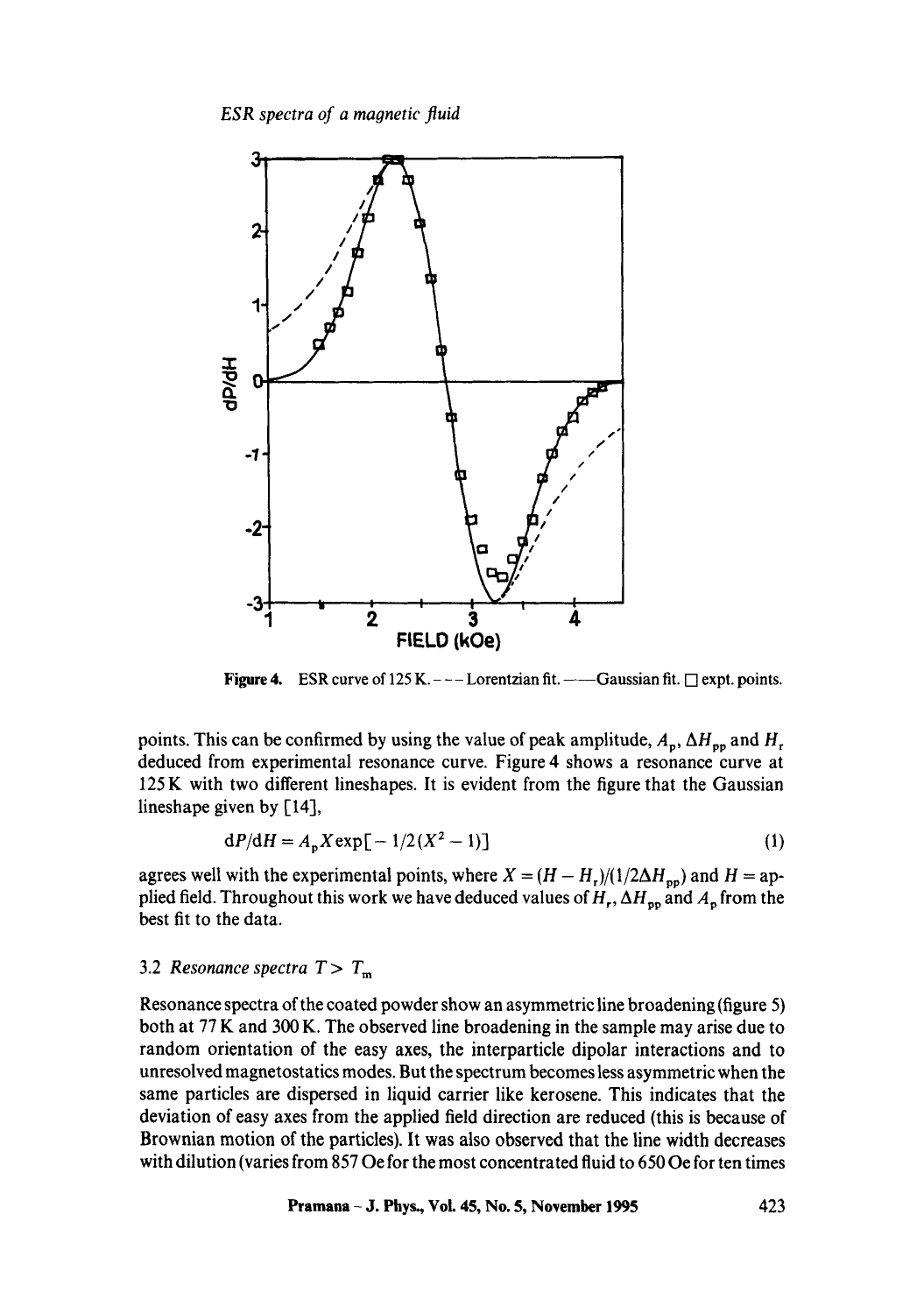Figure 4. ESR curve of 125 K. - - - Lorentzian fit. —— Gaussian fit. □ expt. points.

points. This can be confirmed by using the value of peak amplitude, $A_p$, $\Delta H_{pp}$ and $H_r$ deduced from experimental resonance curve. Figure 4 shows a resonance curve at 125 K with two different lineshapes. It is evident from the figure that the Gaussian lineshape given by [14],

$$dP/dH = A_p X \exp[-1/2(X^2 - 1)] \tag{1}$$

agrees well with the experimental points, where $X = (H - H_r)/(1/2\Delta H_{pp})$ and $H$ = applied field. Throughout this work we have deduced values of $H_r$, $\Delta H_{pp}$ and $A_p$ from the best fit to the data.

### 3.2 *Resonance spectra* $T > T_m$

Resonance spectra of the coated powder show an asymmetric line broadening (figure 5) both at 77 K and 300 K. The observed line broadening in the sample may arise due to random orientation of the easy axes, the interparticle dipolar interactions and to unresolved magnetostatics modes. But the spectrum becomes less asymmetric when the same particles are dispersed in liquid carrier like kerosene. This indicates that the deviation of easy axes from the applied field direction are reduced (this is because of Brownian motion of the particles). It was also observed that the line width decreases with dilution (varies from 857 Oe for the most concentrated fluid to 650 Oe for ten times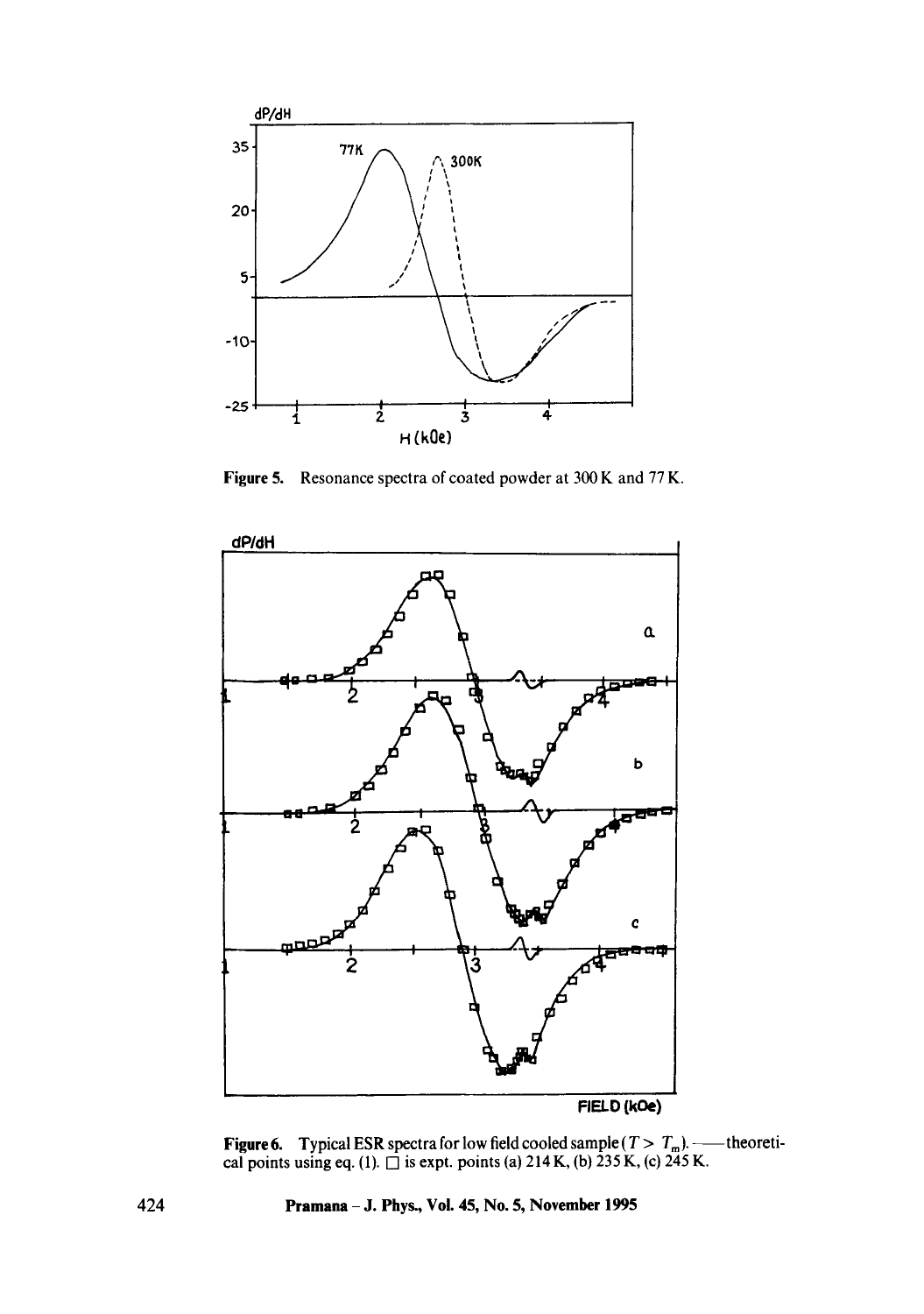**Figure 5.** Resonance spectra of coated powder at 300 K and 77 K.

**Figure 6.** Typical ESR spectra for low field cooled sample ($T > T_m$). —— theoretical points using eq. (1). □ is expt. points (a) 214 K, (b) 235 K, (c) 245 K.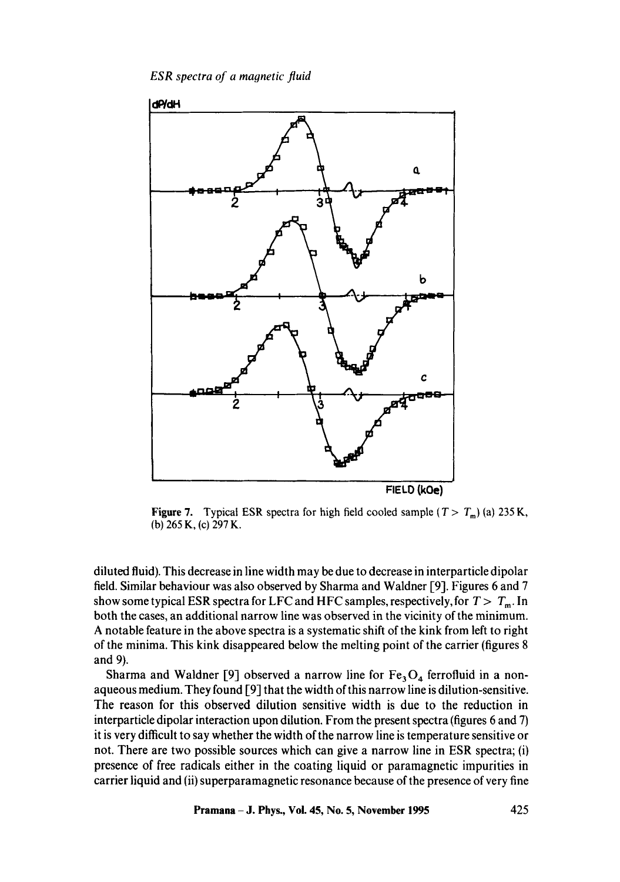Figure 7. Typical ESR spectra for high field cooled sample ($T > T_m$) (a) 235 K, (b) 265 K, (c) 297 K.

diluted fluid). This decrease in line width may be due to decrease in interparticle dipolar field. Similar behaviour was also observed by Sharma and Waldner [9]. Figures 6 and 7 show some typical ESR spectra for LFC and HFC samples, respectively, for $T > T_m$. In both the cases, an additional narrow line was observed in the vicinity of the minimum. A notable feature in the above spectra is a systematic shift of the kink from left to right of the minima. This kink disappeared below the melting point of the carrier (figures 8 and 9).

Sharma and Waldner [9] observed a narrow line for $Fe_3O_4$ ferrofluid in a non-aqueous medium. They found [9] that the width of this narrow line is dilution-sensitive. The reason for this observed dilution sensitive width is due to the reduction in interparticle dipolar interaction upon dilution. From the present spectra (figures 6 and 7) it is very difficult to say whether the width of the narrow line is temperature sensitive or not. There are two possible sources which can give a narrow line in ESR spectra; (i) presence of free radicals either in the coating liquid or paramagnetic impurities in carrier liquid and (ii) superparamagnetic resonance because of the presence of very fine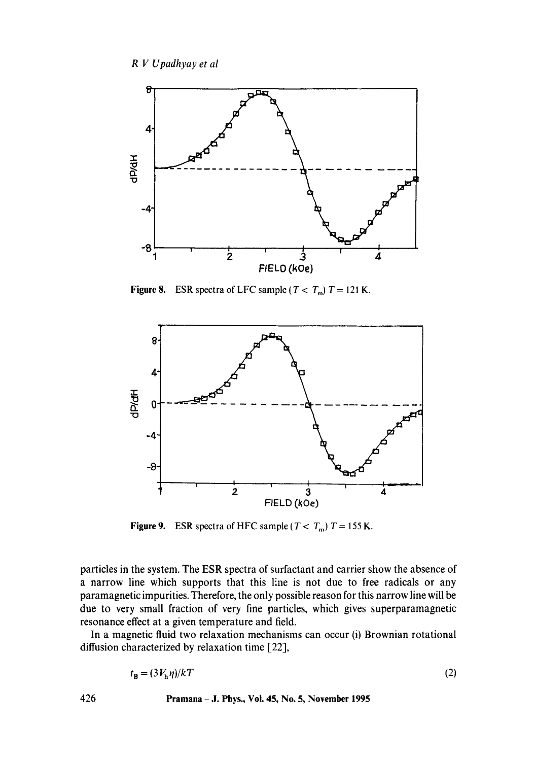Figure 8. ESR spectra of LFC sample ($T < T_m$) $T = 121$ K.

Figure 9. ESR spectra of HFC sample ($T < T_m$) $T = 155$ K.

particles in the system. The ESR spectra of surfactant and carrier show the absence of a narrow line which supports that this line is not due to free radicals or any paramagnetic impurities. Therefore, the only possible reason for this narrow line will be due to very small fraction of very fine particles, which gives superparamagnetic resonance effect at a given temperature and field.

In a magnetic fluid two relaxation mechanisms can occur (i) Brownian rotational diffusion characterized by relaxation time [22],

$$t_B = (3V_h\eta)/kT \tag{2}$$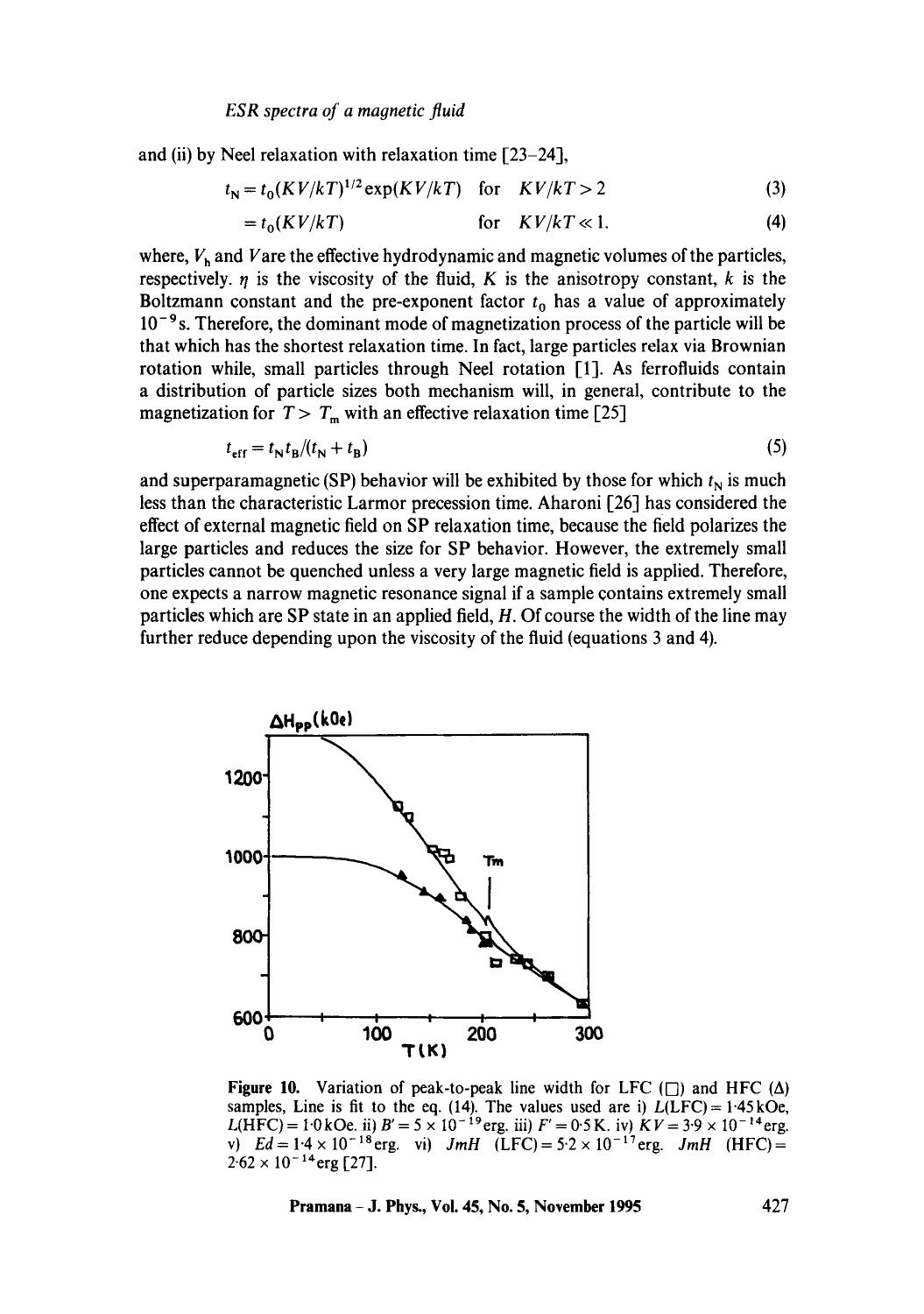and (ii) by Neel relaxation with relaxation time [23–24],

$$t_N = t_0(KV/kT)^{1/2}\exp(KV/kT) \quad \text{for} \quad KV/kT > 2 \tag{3}$$

$$= t_0(KV/kT) \quad \text{for} \quad KV/kT \ll 1. \tag{4}$$

where, $V_h$ and $V$ are the effective hydrodynamic and magnetic volumes of the particles, respectively. $\eta$ is the viscosity of the fluid, $K$ is the anisotropy constant, $k$ is the Boltzmann constant and the pre-exponent factor $t_0$ has a value of approximately $10^{-9}$ s. Therefore, the dominant mode of magnetization process of the particle will be that which has the shortest relaxation time. In fact, large particles relax via Brownian rotation while, small particles through Neel rotation [1]. As ferrofluids contain a distribution of particle sizes both mechanism will, in general, contribute to the magnetization for $T > T_m$ with an effective relaxation time [25]

$$t_{eff} = t_N t_B/(t_N + t_B) \tag{5}$$

and superparamagnetic (SP) behavior will be exhibited by those for which $t_N$ is much less than the characteristic Larmor precession time. Aharoni [26] has considered the effect of external magnetic field on SP relaxation time, because the field polarizes the large particles and reduces the size for SP behavior. However, the extremely small particles cannot be quenched unless a very large magnetic field is applied. Therefore, one expects a narrow magnetic resonance signal if a sample contains extremely small particles which are SP state in an applied field, $H$. Of course the width of the line may further reduce depending upon the viscosity of the fluid (equations 3 and 4).

**Figure 10.** Variation of peak-to-peak line width for LFC (□) and HFC (Δ) samples, Line is fit to the eq. (14). The values used are i) $L(\text{LFC}) = 1{\cdot}45$ kOe, $L(\text{HFC}) = 1{\cdot}0$ kOe. ii) $B' = 5 \times 10^{-19}$ erg. iii) $F' = 0{\cdot}5$ K. iv) $KV = 3{\cdot}9 \times 10^{-14}$ erg. v) $Ed = 1{\cdot}4 \times 10^{-18}$ erg. vi) $JmH$ (LFC) $= 5{\cdot}2 \times 10^{-17}$ erg. $JmH$ (HFC) $= 2{\cdot}62 \times 10^{-14}$ erg [27].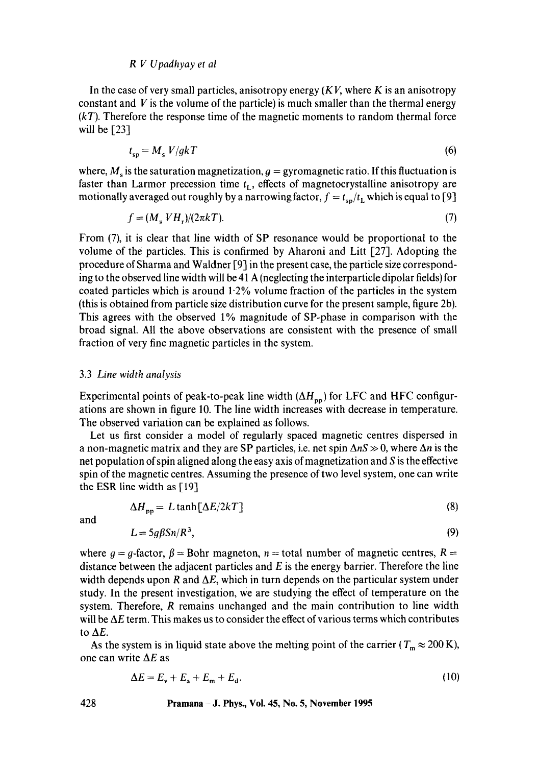In the case of very small particles, anisotropy energy ($KV$, where $K$ is an anisotropy constant and $V$ is the volume of the particle) is much smaller than the thermal energy ($kT$). Therefore the response time of the magnetic moments to random thermal force will be [23]

$$t_{sp} = M_s V/gkT \tag{6}$$

where, $M_s$ is the saturation magnetization, $g$ = gyromagnetic ratio. If this fluctuation is faster than Larmor precession time $t_L$, effects of magnetocrystalline anisotropy are motionally averaged out roughly by a narrowing factor, $f = t_{sp}/t_L$ which is equal to [9]

$$f = (M_s V H_r)/(2\pi kT). \tag{7}$$

From (7), it is clear that line width of SP resonance would be proportional to the volume of the particles. This is confirmed by Aharoni and Litt [27]. Adopting the procedure of Sharma and Waldner [9] in the present case, the particle size corresponding to the observed line width will be 41 A (neglecting the interparticle dipolar fields) for coated particles which is around 1·2% volume fraction of the particles in the system (this is obtained from particle size distribution curve for the present sample, figure 2b). This agrees with the observed 1% magnitude of SP-phase in comparison with the broad signal. All the above observations are consistent with the presence of small fraction of very fine magnetic particles in the system.

### 3.3 *Line width analysis*

Experimental points of peak-to-peak line width ($\Delta H_{pp}$) for LFC and HFC configurations are shown in figure 10. The line width increases with decrease in temperature. The observed variation can be explained as follows.

Let us first consider a model of regularly spaced magnetic centres dispersed in a non-magnetic matrix and they are SP particles, i.e. net spin $\Delta nS \gg 0$, where $\Delta n$ is the net population of spin aligned along the easy axis of magnetization and $S$ is the effective spin of the magnetic centres. Assuming the presence of two level system, one can write the ESR line width as [19]

$$\Delta H_{pp} = L \tanh[\Delta E/2kT] \tag{8}$$

and

$$L = 5g\beta Sn/R^3, \tag{9}$$

where $g$ = $g$-factor, $\beta$ = Bohr magneton, $n$ = total number of magnetic centres, $R$ = distance between the adjacent particles and $E$ is the energy barrier. Therefore the line width depends upon $R$ and $\Delta E$, which in turn depends on the particular system under study. In the present investigation, we are studying the effect of temperature on the system. Therefore, $R$ remains unchanged and the main contribution to line width will be $\Delta E$ term. This makes us to consider the effect of various terms which contributes to $\Delta E$.

As the system is in liquid state above the melting point of the carrier ($T_m \approx 200$ K), one can write $\Delta E$ as

$$\Delta E = E_v + E_a + E_m + E_d. \tag{10}$$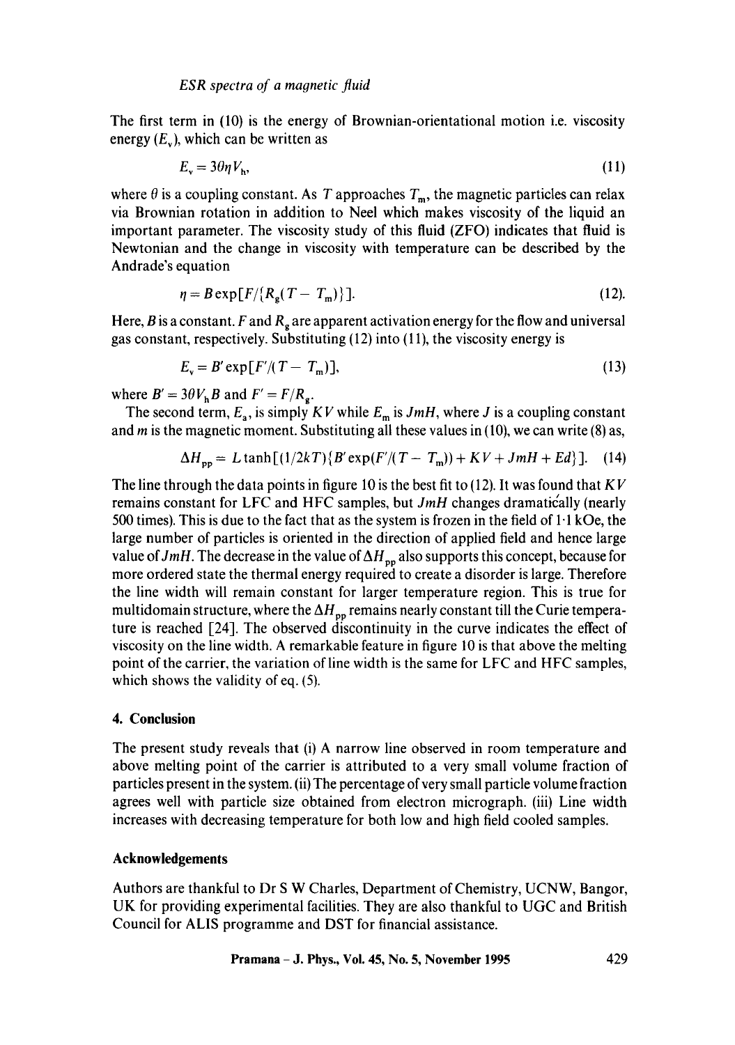The first term in (10) is the energy of Brownian-orientational motion i.e. viscosity energy ($E_v$), which can be written as

$$E_v = 30\eta V_h, \tag{11}$$

where $\theta$ is a coupling constant. As $T$ approaches $T_m$, the magnetic particles can relax via Brownian rotation in addition to Neel which makes viscosity of the liquid an important parameter. The viscosity study of this fluid (ZFO) indicates that fluid is Newtonian and the change in viscosity with temperature can be described by the Andrade's equation

$$\eta = B\exp[F/\{R_g(T - T_m)\}]. \tag{12}$$

Here, $B$ is a constant. $F$ and $R_g$ are apparent activation energy for the flow and universal gas constant, respectively. Substituting (12) into (11), the viscosity energy is

$$E_v = B'\exp[F'/(T - T_m)], \tag{13}$$

where $B' = 3\theta V_h B$ and $F' = F/R_g$.

The second term, $E_a$, is simply $KV$ while $E_m$ is $JmH$, where $J$ is a coupling constant and $m$ is the magnetic moment. Substituting all these values in (10), we can write (8) as,

$$\Delta H_{pp} = L\tanh[(1/2kT)\{B'\exp(F'/(T - T_m)) + KV + JmH + Ed\}]. \tag{14}$$

The line through the data points in figure 10 is the best fit to (12). It was found that $KV$ remains constant for LFC and HFC samples, but $JmH$ changes dramatically (nearly 500 times). This is due to the fact that as the system is frozen in the field of 1·1 kOe, the large number of particles is oriented in the direction of applied field and hence large value of $JmH$. The decrease in the value of $\Delta H_{pp}$ also supports this concept, because for more ordered state the thermal energy required to create a disorder is large. Therefore the line width will remain constant for larger temperature region. This is true for multidomain structure, where the $\Delta H_{pp}$ remains nearly constant till the Curie temperature is reached [24]. The observed discontinuity in the curve indicates the effect of viscosity on the line width. A remarkable feature in figure 10 is that above the melting point of the carrier, the variation of line width is the same for LFC and HFC samples, which shows the validity of eq. (5).

## 4. Conclusion

The present study reveals that (i) A narrow line observed in room temperature and above melting point of the carrier is attributed to a very small volume fraction of particles present in the system. (ii) The percentage of very small particle volume fraction agrees well with particle size obtained from electron micrograph. (iii) Line width increases with decreasing temperature for both low and high field cooled samples.

### Acknowledgements

Authors are thankful to Dr S W Charles, Department of Chemistry, UCNW, Bangor, UK for providing experimental facilities. They are also thankful to UGC and British Council for ALIS programme and DST for financial assistance.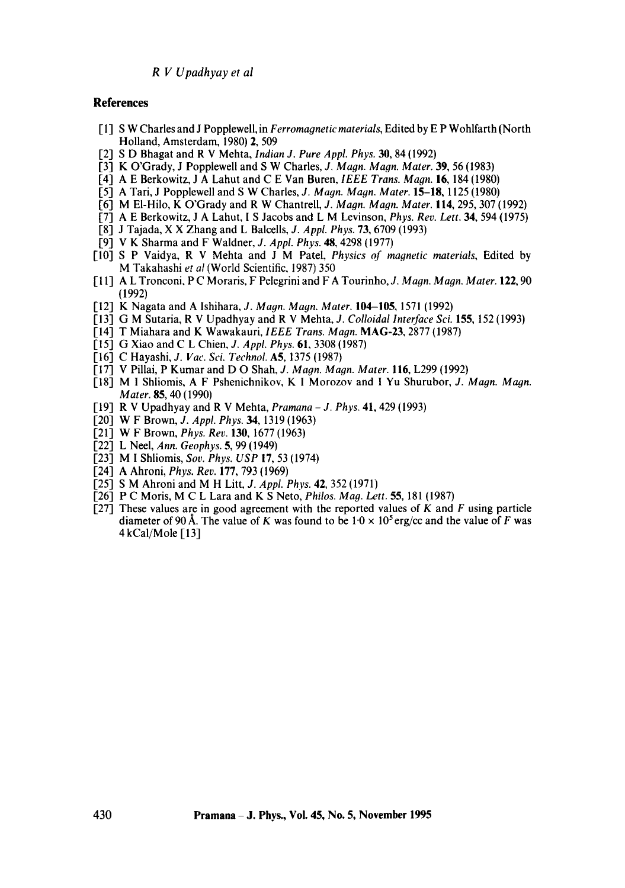## References

[1] S W Charles and J Popplewell, in *Ferromagnetic materials*, Edited by E P Wohlfarth (North Holland, Amsterdam, 1980) **2**, 509

[2] S D Bhagat and R V Mehta, *Indian J. Pure Appl. Phys.* **30**, 84 (1992)

[3] K O'Grady, J Popplewell and S W Charles, *J. Magn. Magn. Mater.* **39**, 56 (1983)

[4] A E Berkowitz, J A Lahut and C E Van Buren, *IEEE Trans. Magn.* **16**, 184 (1980)

[5] A Tari, J Popplewell and S W Charles, *J. Magn. Magn. Mater.* **15–18**, 1125 (1980)

[6] M El-Hilo, K O'Grady and R W Chantrell, *J. Magn. Magn. Mater.* **114**, 295, 307 (1992)

[7] A E Berkowitz, J A Lahut, I S Jacobs and L M Levinson, *Phys. Rev. Lett.* **34**, 594 (1975)

[8] J Tajada, X X Zhang and L Balcells, *J. Appl. Phys.* **73**, 6709 (1993)

[9] V K Sharma and F Waldner, *J. Appl. Phys.* **48**, 4298 (1977)

[10] S P Vaidya, R V Mehta and J M Patel, *Physics of magnetic materials*, Edited by M Takahashi *et al* (World Scientific, 1987) 350

[11] A L Tronconi, P C Moraris, F Pelegrini and F A Tourinho, *J. Magn. Magn. Mater.* **122**, 90 (1992)

[12] K Nagata and A Ishihara, *J. Magn. Magn. Mater.* **104–105**, 1571 (1992)

[13] G M Sutaria, R V Upadhyay and R V Mehta, *J. Colloidal Interface Sci.* **155**, 152 (1993)

[14] T Miahara and K Wawakauri, *IEEE Trans. Magn.* **MAG-23**, 2877 (1987)

[15] G Xiao and C L Chien, *J. Appl. Phys.* **61**, 3308 (1987)

[16] C Hayashi, *J. Vac. Sci. Technol.* **A5**, 1375 (1987)

[17] V Pillai, P Kumar and D O Shah, *J. Magn. Magn. Mater.* **116**, L299 (1992)

[18] M I Shliomis, A F Pshenichnikov, K I Morozov and I Yu Shurubor, *J. Magn. Magn. Mater.* **85**, 40 (1990)

[19] R V Upadhyay and R V Mehta, *Pramana – J. Phys.* **41**, 429 (1993)

[20] W F Brown, *J. Appl. Phys.* **34**, 1319 (1963)

[21] W F Brown, *Phys. Rev.* **130**, 1677 (1963)

[22] L Neel, *Ann. Geophys.* **5**, 99 (1949)

[23] M I Shliomis, *Sov. Phys. USP* **17**, 53 (1974)

[24] A Ahroni, *Phys. Rev.* **177**, 793 (1969)

[25] S M Ahroni and M H Litt, *J. Appl. Phys.* **42**, 352 (1971)

[26] P C Moris, M C L Lara and K S Neto, *Philos. Mag. Lett.* **55**, 181 (1987)

[27] These values are in good agreement with the reported values of $K$ and $F$ using particle diameter of 90 Å. The value of $K$ was found to be $1{\cdot}0 \times 10^5$ erg/cc and the value of $F$ was 4 kCal/Mole [13]